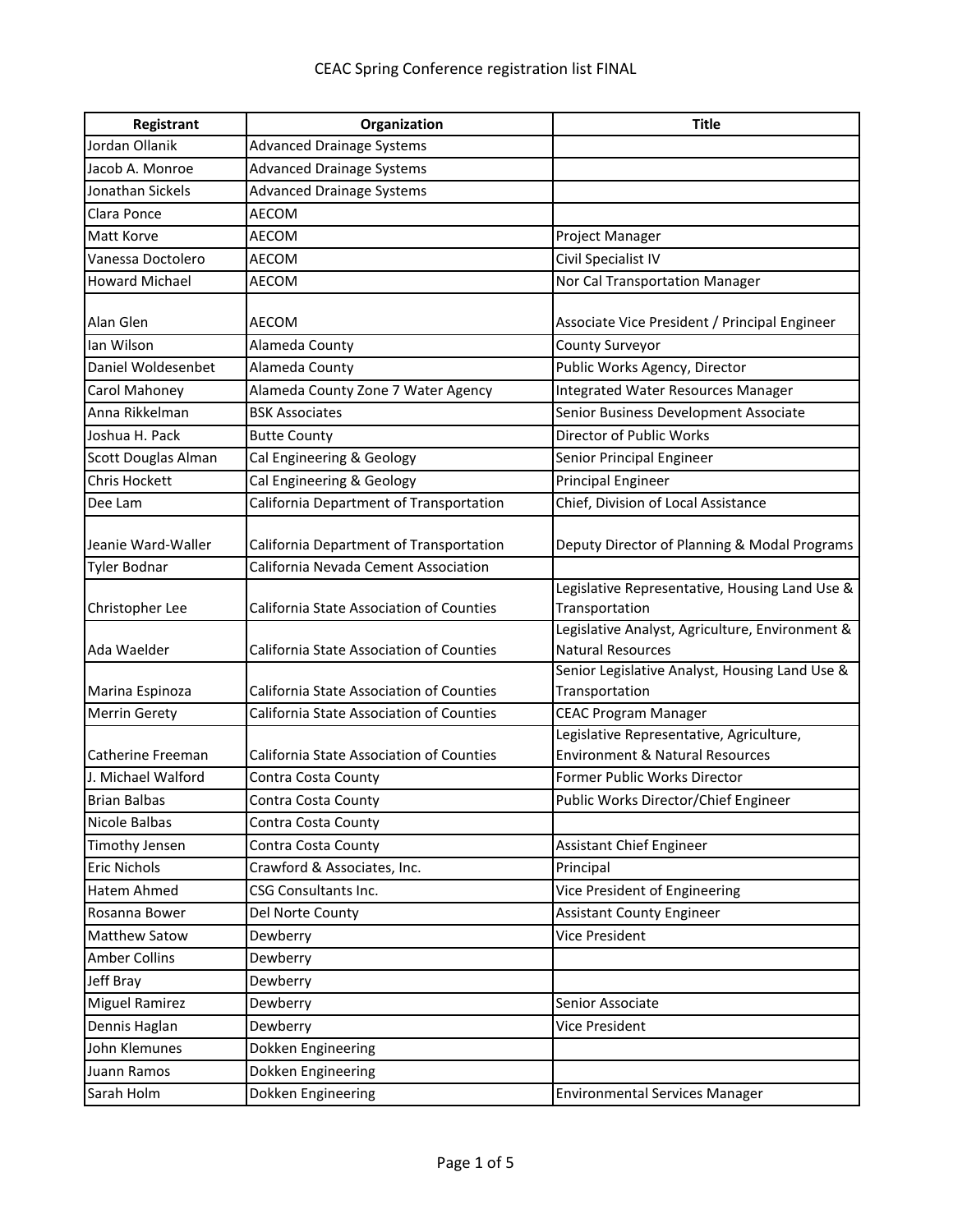# CEAC Spring Conference registration list FINAL

| Registrant | Organization | Title |
|---|---|---|
| Jordan Ollanik | Advanced Drainage Systems | |
| Jacob A. Monroe | Advanced Drainage Systems | |
| Jonathan Sickels | Advanced Drainage Systems | |
| Clara Ponce | AECOM | |
| Matt Korve | AECOM | Project Manager |
| Vanessa Doctolero | AECOM | Civil Specialist IV |
| Howard Michael | AECOM | Nor Cal Transportation Manager |
| Alan Glen | AECOM | Associate Vice President / Principal Engineer |
| Ian Wilson | Alameda County | County Surveyor |
| Daniel Woldesenbet | Alameda County | Public Works Agency, Director |
| Carol Mahoney | Alameda County Zone 7 Water Agency | Integrated Water Resources Manager |
| Anna Rikkelman | BSK Associates | Senior Business Development Associate |
| Joshua H. Pack | Butte County | Director of Public Works |
| Scott Douglas Alman | Cal Engineering & Geology | Senior Principal Engineer |
| Chris Hockett | Cal Engineering & Geology | Principal Engineer |
| Dee Lam | California Department of Transportation | Chief, Division of Local Assistance |
| Jeanie Ward-Waller | California Department of Transportation | Deputy Director of Planning & Modal Programs |
| Tyler Bodnar | California Nevada Cement Association | |
| Christopher Lee | California State Association of Counties | Legislative Representative, Housing Land Use & Transportation |
| Ada Waelder | California State Association of Counties | Legislative Analyst, Agriculture, Environment & Natural Resources |
| Marina Espinoza | California State Association of Counties | Senior Legislative Analyst, Housing Land Use & Transportation |
| Merrin Gerety | California State Association of Counties | CEAC Program Manager |
| Catherine Freeman | California State Association of Counties | Legislative Representative, Agriculture, Environment & Natural Resources |
| J. Michael Walford | Contra Costa County | Former Public Works Director |
| Brian Balbas | Contra Costa County | Public Works Director/Chief Engineer |
| Nicole Balbas | Contra Costa County | |
| Timothy Jensen | Contra Costa County | Assistant Chief Engineer |
| Eric Nichols | Crawford & Associates, Inc. | Principal |
| Hatem Ahmed | CSG Consultants Inc. | Vice President of Engineering |
| Rosanna Bower | Del Norte County | Assistant County Engineer |
| Matthew Satow | Dewberry | Vice President |
| Amber Collins | Dewberry | |
| Jeff Bray | Dewberry | |
| Miguel Ramirez | Dewberry | Senior Associate |
| Dennis Haglan | Dewberry | Vice President |
| John Klemunes | Dokken Engineering | |
| Juann Ramos | Dokken Engineering | |
| Sarah Holm | Dokken Engineering | Environmental Services Manager |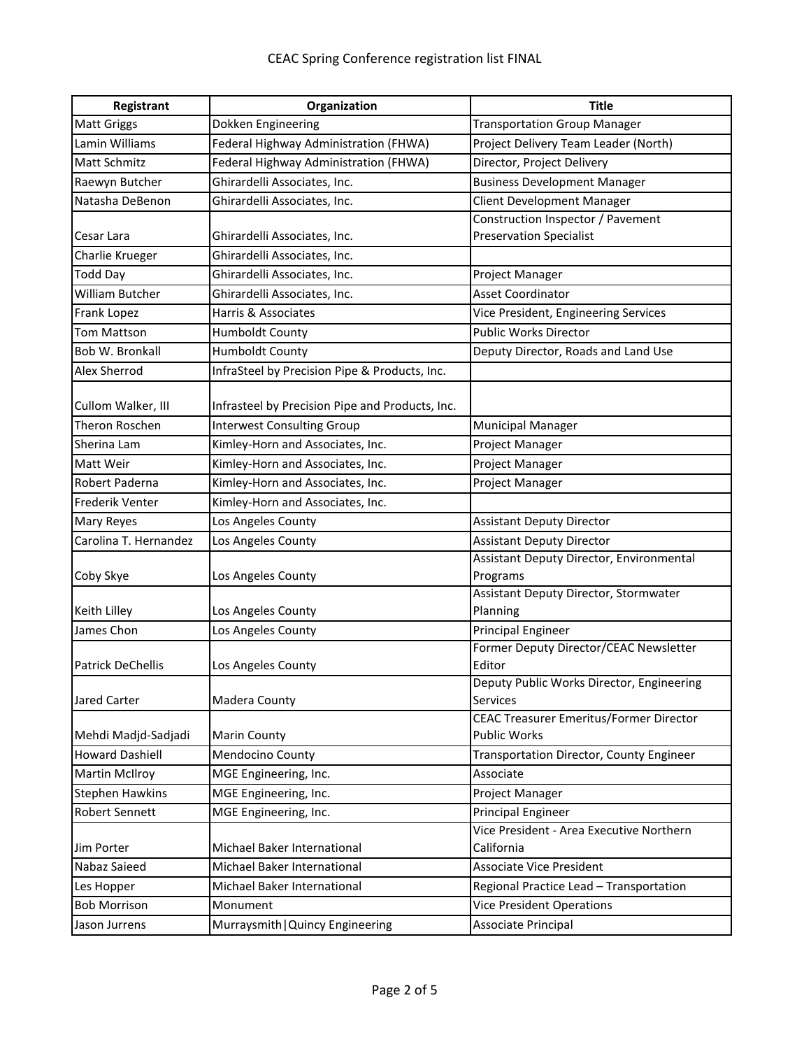CEAC Spring Conference registration list FINAL

| Registrant | Organization | Title |
|---|---|---|
| Matt Griggs | Dokken Engineering | Transportation Group Manager |
| Lamin Williams | Federal Highway Administration (FHWA) | Project Delivery Team Leader (North) |
| Matt Schmitz | Federal Highway Administration (FHWA) | Director, Project Delivery |
| Raewyn Butcher | Ghirardelli Associates, Inc. | Business Development Manager |
| Natasha DeBenon | Ghirardelli Associates, Inc. | Client Development Manager |
| Cesar Lara | Ghirardelli Associates, Inc. | Construction Inspector / Pavement Preservation Specialist |
| Charlie Krueger | Ghirardelli Associates, Inc. | |
| Todd Day | Ghirardelli Associates, Inc. | Project Manager |
| William Butcher | Ghirardelli Associates, Inc. | Asset Coordinator |
| Frank Lopez | Harris & Associates | Vice President, Engineering Services |
| Tom Mattson | Humboldt County | Public Works Director |
| Bob W. Bronkall | Humboldt County | Deputy Director, Roads and Land Use |
| Alex Sherrod | InfraSteel by Precision Pipe & Products, Inc. | |
| Cullom Walker, III | Infrasteel by Precision Pipe and Products, Inc. | |
| Theron Roschen | Interwest Consulting Group | Municipal Manager |
| Sherina Lam | Kimley-Horn and Associates, Inc. | Project Manager |
| Matt Weir | Kimley-Horn and Associates, Inc. | Project Manager |
| Robert Paderna | Kimley-Horn and Associates, Inc. | Project Manager |
| Frederik Venter | Kimley-Horn and Associates, Inc. | |
| Mary Reyes | Los Angeles County | Assistant Deputy Director |
| Carolina T. Hernandez | Los Angeles County | Assistant Deputy Director |
| Coby Skye | Los Angeles County | Assistant Deputy Director, Environmental Programs |
| Keith Lilley | Los Angeles County | Assistant Deputy Director, Stormwater Planning |
| James Chon | Los Angeles County | Principal Engineer |
| Patrick DeChellis | Los Angeles County | Former Deputy Director/CEAC Newsletter Editor |
| Jared Carter | Madera County | Deputy Public Works Director, Engineering Services |
| Mehdi Madjd-Sadjadi | Marin County | CEAC Treasurer Emeritus/Former Director Public Works |
| Howard Dashiell | Mendocino County | Transportation Director, County Engineer |
| Martin McIlroy | MGE Engineering, Inc. | Associate |
| Stephen Hawkins | MGE Engineering, Inc. | Project Manager |
| Robert Sennett | MGE Engineering, Inc. | Principal Engineer |
| Jim Porter | Michael Baker International | Vice President - Area Executive Northern California |
| Nabaz Saieed | Michael Baker International | Associate Vice President |
| Les Hopper | Michael Baker International | Regional Practice Lead – Transportation |
| Bob Morrison | Monument | Vice President Operations |
| Jason Jurrens | Murraysmith\|Quincy Engineering | Associate Principal |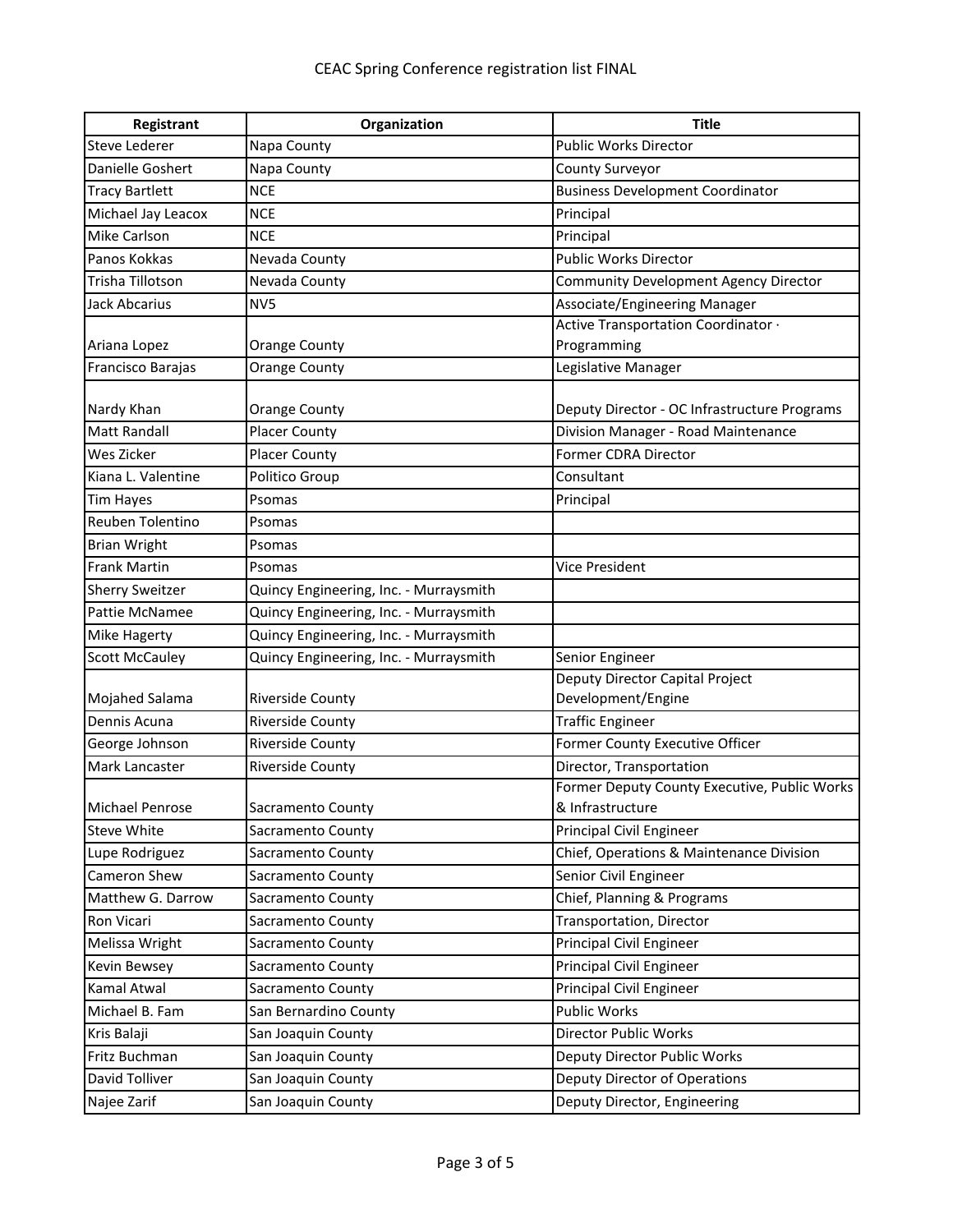# CEAC Spring Conference registration list FINAL

| Registrant | Organization | Title |
|---|---|---|
| Steve Lederer | Napa County | Public Works Director |
| Danielle Goshert | Napa County | County Surveyor |
| Tracy Bartlett | NCE | Business Development Coordinator |
| Michael Jay Leacox | NCE | Principal |
| Mike Carlson | NCE | Principal |
| Panos Kokkas | Nevada County | Public Works Director |
| Trisha Tillotson | Nevada County | Community Development Agency Director |
| Jack Abcarius | NV5 | Associate/Engineering Manager |
| Ariana Lopez | Orange County | Active Transportation Coordinator · Programming |
| Francisco Barajas | Orange County | Legislative Manager |
| Nardy Khan | Orange County | Deputy Director - OC Infrastructure Programs |
| Matt Randall | Placer County | Division Manager - Road Maintenance |
| Wes Zicker | Placer County | Former CDRA Director |
| Kiana L. Valentine | Politico Group | Consultant |
| Tim Hayes | Psomas | Principal |
| Reuben Tolentino | Psomas | |
| Brian Wright | Psomas | |
| Frank Martin | Psomas | Vice President |
| Sherry Sweitzer | Quincy Engineering, Inc. - Murraysmith | |
| Pattie McNamee | Quincy Engineering, Inc. - Murraysmith | |
| Mike Hagerty | Quincy Engineering, Inc. - Murraysmith | |
| Scott McCauley | Quincy Engineering, Inc. - Murraysmith | Senior Engineer |
| Mojahed Salama | Riverside County | Deputy Director Capital Project Development/Engine |
| Dennis Acuna | Riverside County | Traffic Engineer |
| George Johnson | Riverside County | Former County Executive Officer |
| Mark Lancaster | Riverside County | Director, Transportation |
| Michael Penrose | Sacramento County | Former Deputy County Executive, Public Works & Infrastructure |
| Steve White | Sacramento County | Principal Civil Engineer |
| Lupe Rodriguez | Sacramento County | Chief, Operations & Maintenance Division |
| Cameron Shew | Sacramento County | Senior Civil Engineer |
| Matthew G. Darrow | Sacramento County | Chief, Planning & Programs |
| Ron Vicari | Sacramento County | Transportation, Director |
| Melissa Wright | Sacramento County | Principal Civil Engineer |
| Kevin Bewsey | Sacramento County | Principal Civil Engineer |
| Kamal Atwal | Sacramento County | Principal Civil Engineer |
| Michael B. Fam | San Bernardino County | Public Works |
| Kris Balaji | San Joaquin County | Director Public Works |
| Fritz Buchman | San Joaquin County | Deputy Director Public Works |
| David Tolliver | San Joaquin County | Deputy Director of Operations |
| Najee Zarif | San Joaquin County | Deputy Director, Engineering |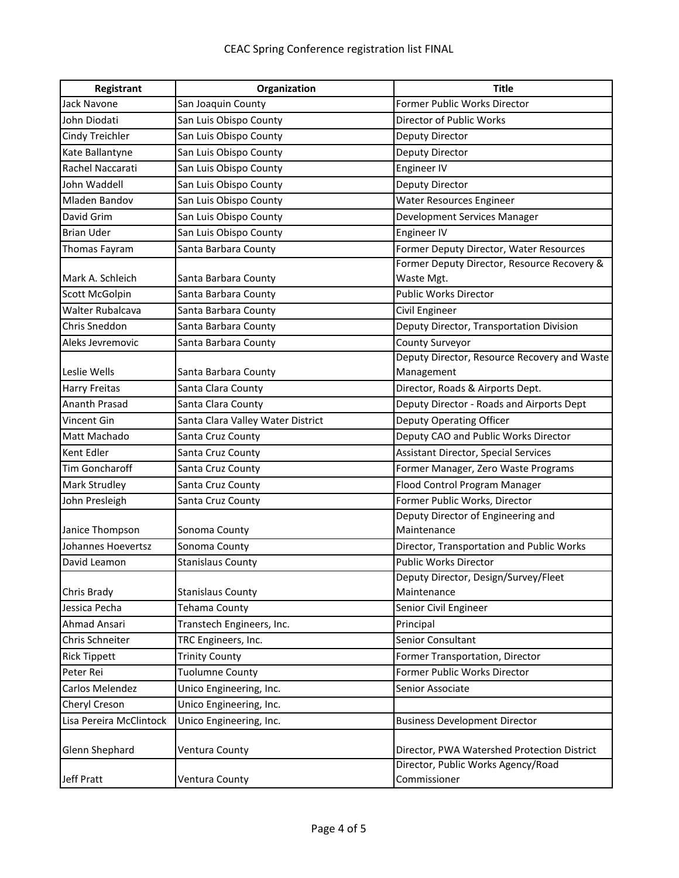CEAC Spring Conference registration list FINAL

| Registrant | Organization | Title |
|---|---|---|
| Jack Navone | San Joaquin County | Former Public Works Director |
| John Diodati | San Luis Obispo County | Director of Public Works |
| Cindy Treichler | San Luis Obispo County | Deputy Director |
| Kate Ballantyne | San Luis Obispo County | Deputy Director |
| Rachel Naccarati | San Luis Obispo County | Engineer IV |
| John Waddell | San Luis Obispo County | Deputy Director |
| Mladen Bandov | San Luis Obispo County | Water Resources Engineer |
| David Grim | San Luis Obispo County | Development Services Manager |
| Brian Uder | San Luis Obispo County | Engineer IV |
| Thomas Fayram | Santa Barbara County | Former Deputy Director, Water Resources |
| Mark A. Schleich | Santa Barbara County | Former Deputy Director, Resource Recovery & Waste Mgt. |
| Scott McGolpin | Santa Barbara County | Public Works Director |
| Walter Rubalcava | Santa Barbara County | Civil Engineer |
| Chris Sneddon | Santa Barbara County | Deputy Director, Transportation Division |
| Aleks Jevremovic | Santa Barbara County | County Surveyor |
| Leslie Wells | Santa Barbara County | Deputy Director, Resource Recovery and Waste Management |
| Harry Freitas | Santa Clara County | Director, Roads & Airports Dept. |
| Ananth Prasad | Santa Clara County | Deputy Director - Roads and Airports Dept |
| Vincent Gin | Santa Clara Valley Water District | Deputy Operating Officer |
| Matt Machado | Santa Cruz County | Deputy CAO and Public Works Director |
| Kent Edler | Santa Cruz County | Assistant Director, Special Services |
| Tim Goncharoff | Santa Cruz County | Former Manager, Zero Waste Programs |
| Mark Strudley | Santa Cruz County | Flood Control Program Manager |
| John Presleigh | Santa Cruz County | Former Public Works, Director |
| Janice Thompson | Sonoma County | Deputy Director of Engineering and Maintenance |
| Johannes Hoevertsz | Sonoma County | Director, Transportation and Public Works |
| David Leamon | Stanislaus County | Public Works Director |
| Chris Brady | Stanislaus County | Deputy Director, Design/Survey/Fleet Maintenance |
| Jessica Pecha | Tehama County | Senior Civil Engineer |
| Ahmad Ansari | Transtech Engineers, Inc. | Principal |
| Chris Schneiter | TRC Engineers, Inc. | Senior Consultant |
| Rick Tippett | Trinity County | Former Transportation, Director |
| Peter Rei | Tuolumne County | Former Public Works Director |
| Carlos Melendez | Unico Engineering, Inc. | Senior Associate |
| Cheryl Creson | Unico Engineering, Inc. | |
| Lisa Pereira McClintock | Unico Engineering, Inc. | Business Development Director |
| Glenn Shephard | Ventura County | Director, PWA Watershed Protection District |
| Jeff Pratt | Ventura County | Director, Public Works Agency/Road Commissioner |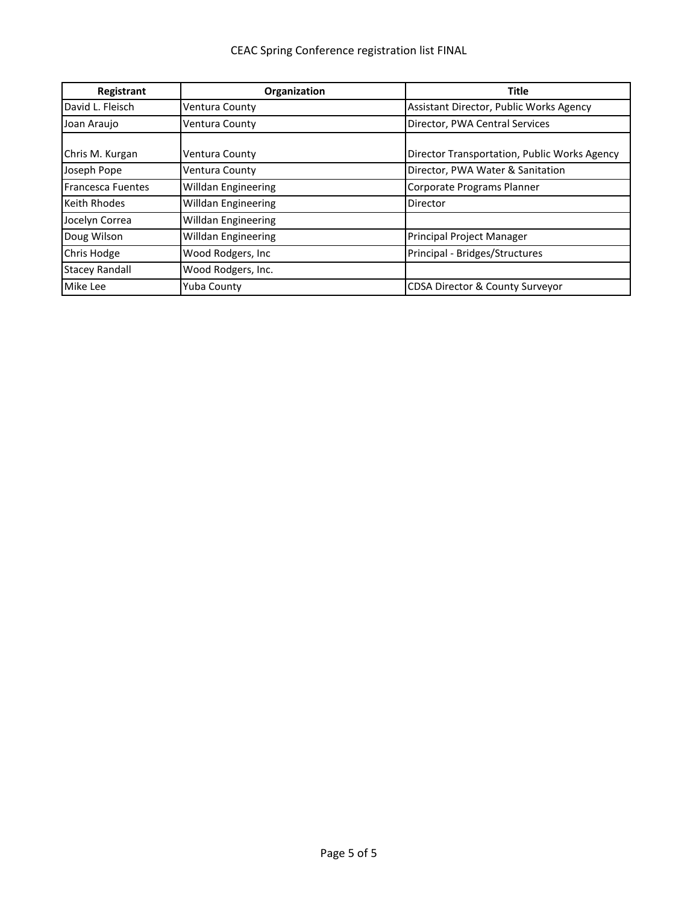CEAC Spring Conference registration list FINAL

| Registrant | Organization | Title |
|---|---|---|
| David L. Fleisch | Ventura County | Assistant Director, Public Works Agency |
| Joan Araujo | Ventura County | Director, PWA Central Services |
| Chris M. Kurgan | Ventura County | Director Transportation, Public Works Agency |
| Joseph Pope | Ventura County | Director, PWA Water & Sanitation |
| Francesca Fuentes | Willdan Engineering | Corporate Programs Planner |
| Keith Rhodes | Willdan Engineering | Director |
| Jocelyn Correa | Willdan Engineering | |
| Doug Wilson | Willdan Engineering | Principal Project Manager |
| Chris Hodge | Wood Rodgers, Inc | Principal - Bridges/Structures |
| Stacey Randall | Wood Rodgers, Inc. | |
| Mike Lee | Yuba County | CDSA Director & County Surveyor |